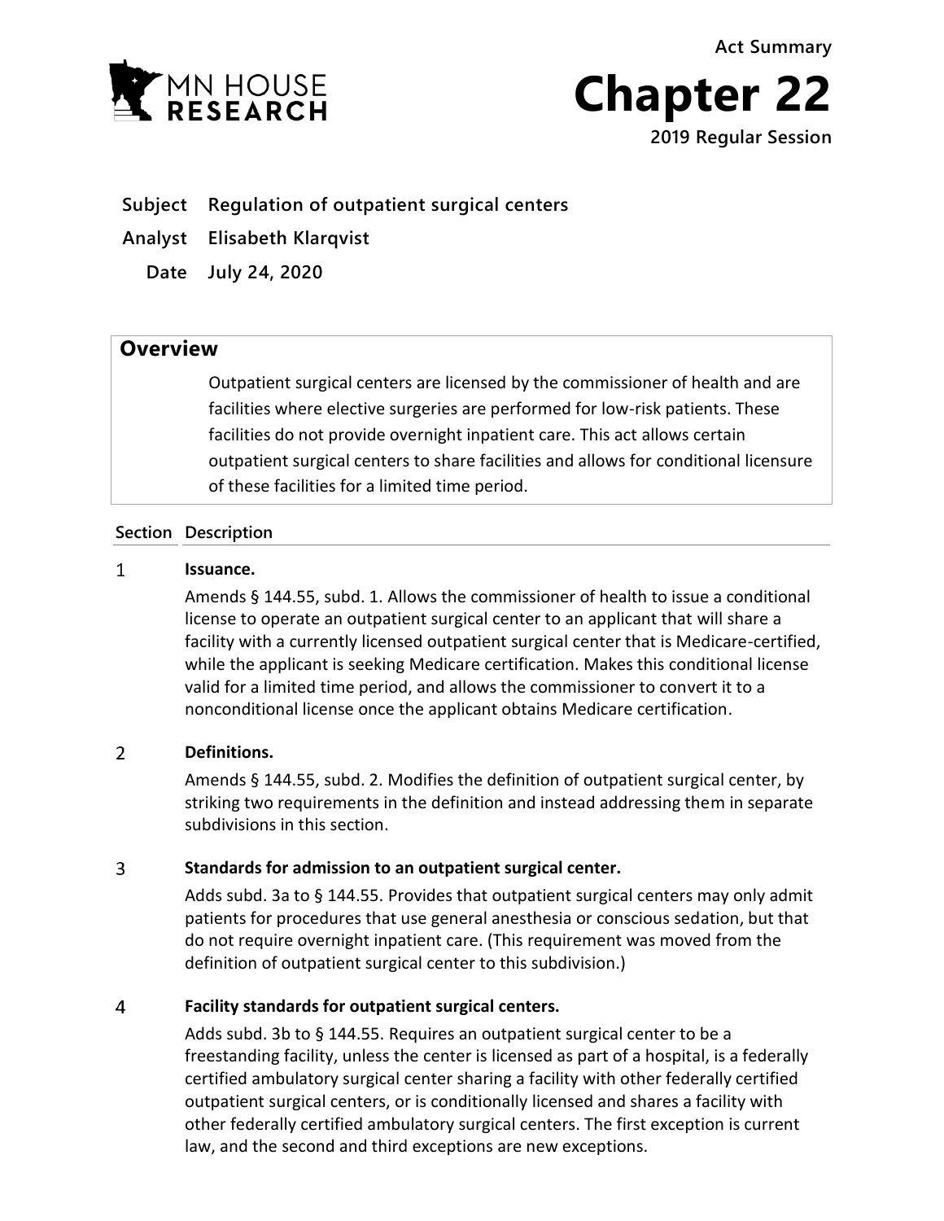Act Summary

# Chapter 22

**2019 Regular Session**

**Subject** Regulation of outpatient surgical centers

**Analyst** Elisabeth Klarqvist

**Date** July 24, 2020

## Overview

Outpatient surgical centers are licensed by the commissioner of health and are facilities where elective surgeries are performed for low-risk patients. These facilities do not provide overnight inpatient care. This act allows certain outpatient surgical centers to share facilities and allows for conditional licensure of these facilities for a limited time period.

| Section | Description |
|---|---|

**1 Issuance.**

Amends § 144.55, subd. 1. Allows the commissioner of health to issue a conditional license to operate an outpatient surgical center to an applicant that will share a facility with a currently licensed outpatient surgical center that is Medicare-certified, while the applicant is seeking Medicare certification. Makes this conditional license valid for a limited time period, and allows the commissioner to convert it to a nonconditional license once the applicant obtains Medicare certification.

**2 Definitions.**

Amends § 144.55, subd. 2. Modifies the definition of outpatient surgical center, by striking two requirements in the definition and instead addressing them in separate subdivisions in this section.

**3 Standards for admission to an outpatient surgical center.**

Adds subd. 3a to § 144.55. Provides that outpatient surgical centers may only admit patients for procedures that use general anesthesia or conscious sedation, but that do not require overnight inpatient care. (This requirement was moved from the definition of outpatient surgical center to this subdivision.)

**4 Facility standards for outpatient surgical centers.**

Adds subd. 3b to § 144.55. Requires an outpatient surgical center to be a freestanding facility, unless the center is licensed as part of a hospital, is a federally certified ambulatory surgical center sharing a facility with other federally certified outpatient surgical centers, or is conditionally licensed and shares a facility with other federally certified ambulatory surgical centers. The first exception is current law, and the second and third exceptions are new exceptions.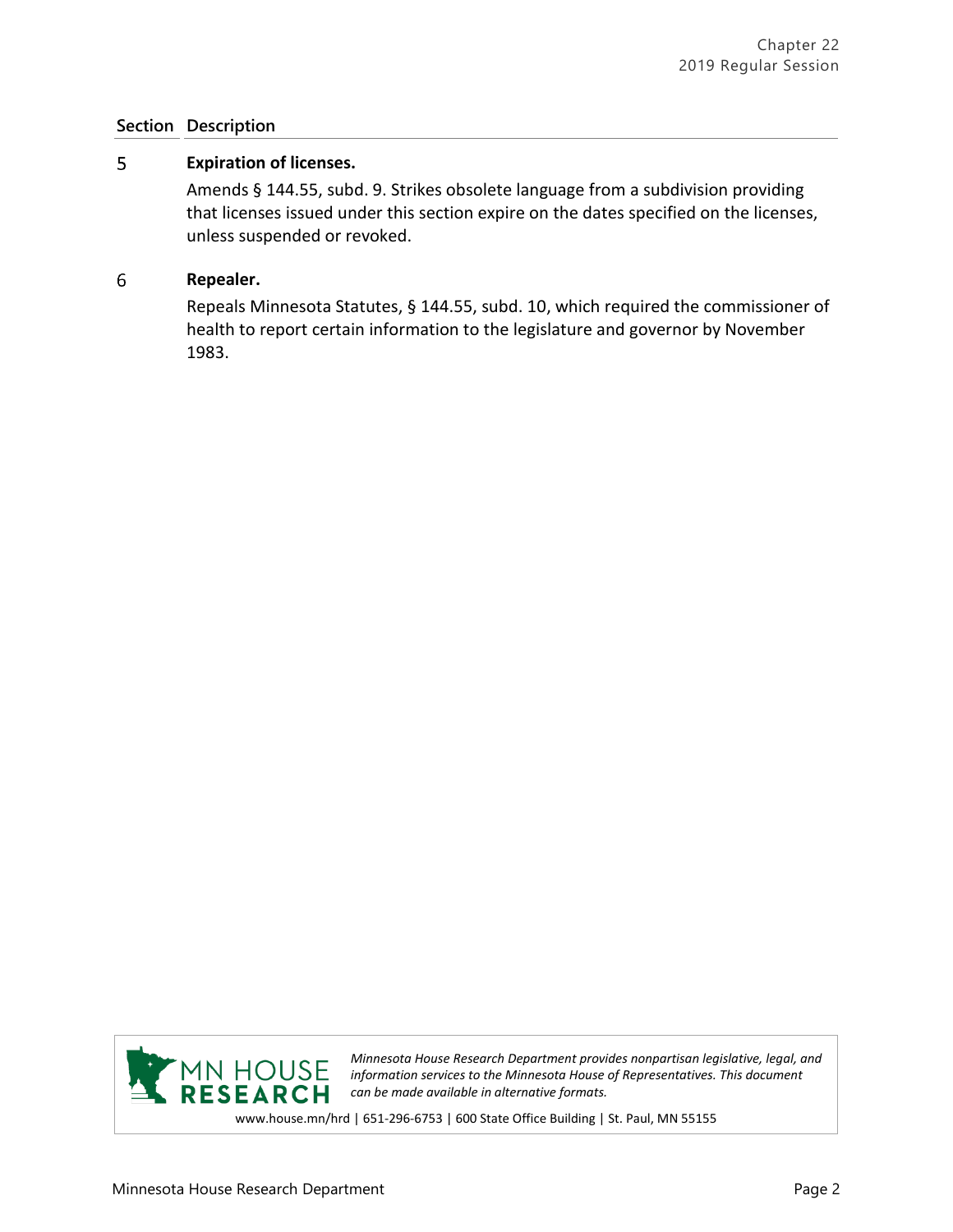| Section | Description |
|---|---|
| 5 | **Expiration of licenses.**<br>Amends § 144.55, subd. 9. Strikes obsolete language from a subdivision providing that licenses issued under this section expire on the dates specified on the licenses, unless suspended or revoked. |
| 6 | **Repealer.**<br>Repeals Minnesota Statutes, § 144.55, subd. 10, which required the commissioner of health to report certain information to the legislature and governor by November 1983. |

MN HOUSE RESEARCH

*Minnesota House Research Department provides nonpartisan legislative, legal, and information services to the Minnesota House of Representatives. This document can be made available in alternative formats.*

www.house.mn/hrd | 651-296-6753 | 600 State Office Building | St. Paul, MN 55155